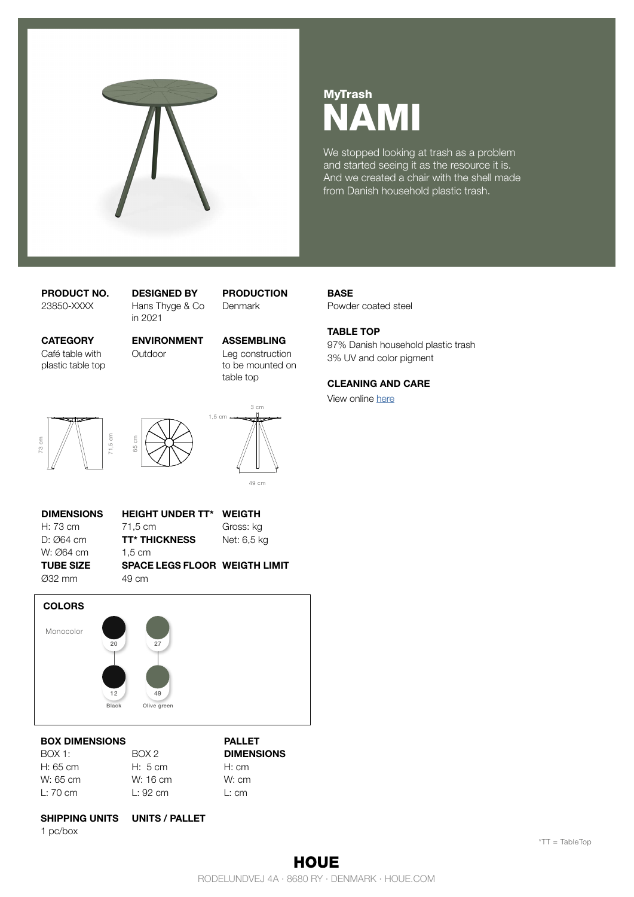**MyTrash**

# NAMI

We stopped looking at trash as a problem and started seeing it as the resource it is. And we created a chair with the shell made from Danish household plastic trash.

**PRODUCT NO.**
23850-XXXX

**DESIGNED BY**
Hans Thyge & Co in 2021

**PRODUCTION**
Denmark

**CATEGORY**
Café table with plastic table top

**ENVIRONMENT**
Outdoor

**ASSEMBLING**
Leg construction to be mounted on table top

**BASE**
Powder coated steel

**TABLE TOP**
97% Danish household plastic trash
3% UV and color pigment

**CLEANING AND CARE**
View online here

73 cm | 71,5 cm | 65 cm | 3 cm | 1,5 cm | 49 cm

**DIMENSIONS**
H: 73 cm
D: Ø64 cm
W: Ø64 cm

**TUBE SIZE**
Ø32 mm

**HEIGHT UNDER TT***
71,5 cm

**TT* THICKNESS**
1,5 cm

**SPACE LEGS FLOOR**
49 cm

**WEIGTH**
Gross: kg
Net: 6,5 kg

**WEIGTH LIMIT**

**COLORS**

Monocolor

- 20 / 12 Black
- 27 / 49 Olive green

**BOX DIMENSIONS**

BOX 1:
H: 65 cm
W: 65 cm
L: 70 cm

BOX 2
H: 5 cm
W: 16 cm
L: 92 cm

**PALLET DIMENSIONS**
H: cm
W: cm
L: cm

**SHIPPING UNITS**
1 pc/box

**UNITS / PALLET**

*TT = TableTop

**HOUE**
RODELUNDVEJ 4A · 8680 RY · DENMARK · HOUE.COM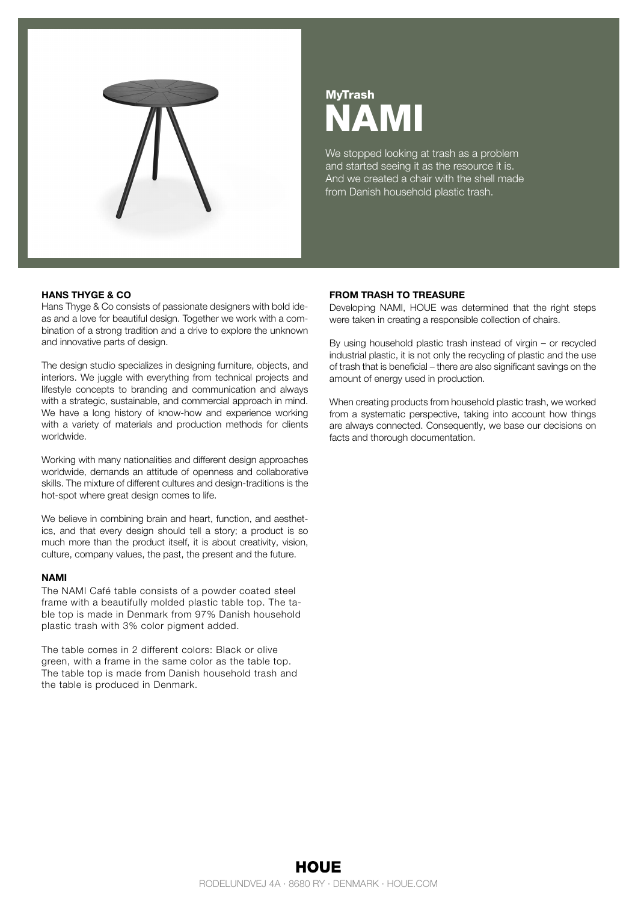MyTrash

# NAMI

We stopped looking at trash as a problem and started seeing it as the resource it is. And we created a chair with the shell made from Danish household plastic trash.

## HANS THYGE & CO

Hans Thyge & Co consists of passionate designers with bold ideas and a love for beautiful design. Together we work with a combination of a strong tradition and a drive to explore the unknown and innovative parts of design.

The design studio specializes in designing furniture, objects, and interiors. We juggle with everything from technical projects and lifestyle concepts to branding and communication and always with a strategic, sustainable, and commercial approach in mind. We have a long history of know-how and experience working with a variety of materials and production methods for clients worldwide.

Working with many nationalities and different design approaches worldwide, demands an attitude of openness and collaborative skills. The mixture of different cultures and design-traditions is the hot-spot where great design comes to life.

We believe in combining brain and heart, function, and aesthetics, and that every design should tell a story; a product is so much more than the product itself, it is about creativity, vision, culture, company values, the past, the present and the future.

## NAMI

The NAMI Café table consists of a powder coated steel frame with a beautifully molded plastic table top. The table top is made in Denmark from 97% Danish household plastic trash with 3% color pigment added.

The table comes in 2 different colors: Black or olive green, with a frame in the same color as the table top. The table top is made from Danish household trash and the table is produced in Denmark.

## FROM TRASH TO TREASURE

Developing NAMI, HOUE was determined that the right steps were taken in creating a responsible collection of chairs.

By using household plastic trash instead of virgin – or recycled industrial plastic, it is not only the recycling of plastic and the use of trash that is beneficial – there are also significant savings on the amount of energy used in production.

When creating products from household plastic trash, we worked from a systematic perspective, taking into account how things are always connected. Consequently, we base our decisions on facts and thorough documentation.

**HOUE**

RODELUNDVEJ 4A · 8680 RY · DENMARK · HOUE.COM